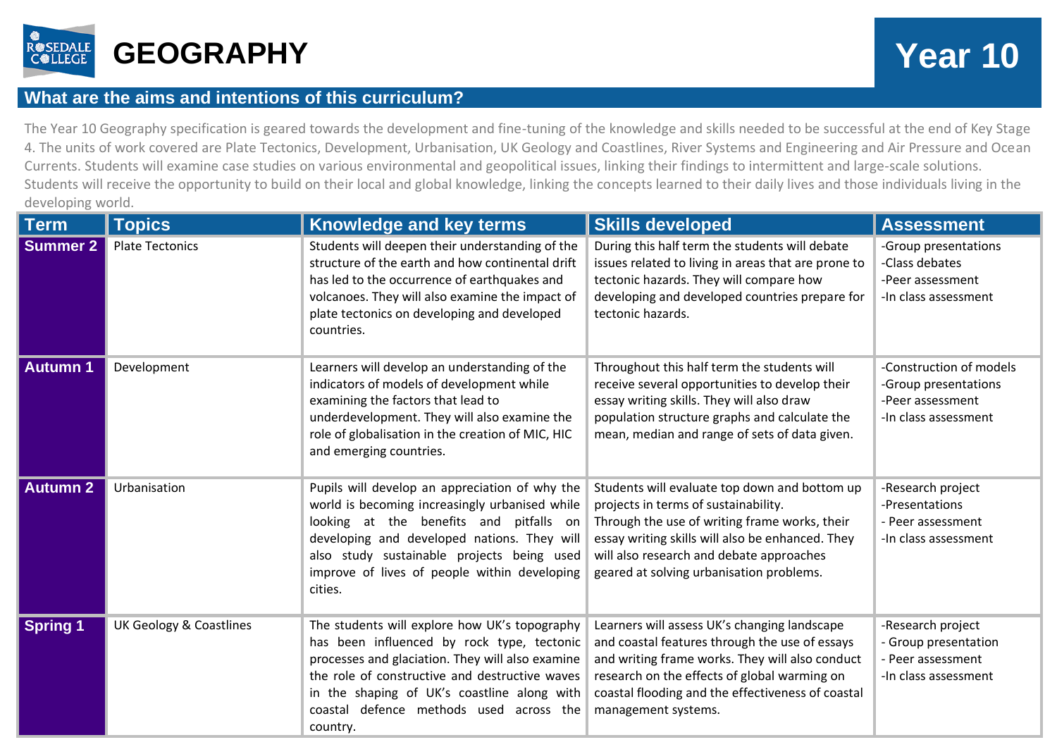# GEOGRAPHY

## Year 10

## What are the aims and intentions of this curriculum?

The Year 10 Geography specification is geared towards the development and fine-tuning of the knowledge and skills needed to be successful at the end of Key Stage 4. The units of work covered are Plate Tectonics, Development, Urbanisation, UK Geology and Coastlines, River Systems and Engineering and Air Pressure and Ocean Currents. Students will examine case studies on various environmental and geopolitical issues, linking their findings to intermittent and large-scale solutions. Students will receive the opportunity to build on their local and global knowledge, linking the concepts learned to their daily lives and those individuals living in the developing world.

| Term | Topics | Knowledge and key terms | Skills developed | Assessment |
|---|---|---|---|---|
| **Summer 2** | Plate Tectonics | Students will deepen their understanding of the structure of the earth and how continental drift has led to the occurrence of earthquakes and volcanoes. They will also examine the impact of plate tectonics on developing and developed countries. | During this half term the students will debate issues related to living in areas that are prone to tectonic hazards. They will compare how developing and developed countries prepare for tectonic hazards. | -Group presentations<br>-Class debates<br>-Peer assessment<br>-In class assessment |
| **Autumn 1** | Development | Learners will develop an understanding of the indicators of models of development while examining the factors that lead to underdevelopment. They will also examine the role of globalisation in the creation of MIC, HIC and emerging countries. | Throughout this half term the students will receive several opportunities to develop their essay writing skills. They will also draw population structure graphs and calculate the mean, median and range of sets of data given. | -Construction of models<br>-Group presentations<br>-Peer assessment<br>-In class assessment |
| **Autumn 2** | Urbanisation | Pupils will develop an appreciation of why the world is becoming increasingly urbanised while looking at the benefits and pitfalls on developing and developed nations. They will also study sustainable projects being used improve of lives of people within developing cities. | Students will evaluate top down and bottom up projects in terms of sustainability.<br>Through the use of writing frame works, their essay writing skills will also be enhanced. They will also research and debate approaches geared at solving urbanisation problems. | -Research project<br>-Presentations<br>- Peer assessment<br>-In class assessment |
| **Spring 1** | UK Geology & Coastlines | The students will explore how UK's topography has been influenced by rock type, tectonic processes and glaciation. They will also examine the role of constructive and destructive waves in the shaping of UK's coastline along with coastal defence methods used across the country. | Learners will assess UK's changing landscape and coastal features through the use of essays and writing frame works. They will also conduct research on the effects of global warming on coastal flooding and the effectiveness of coastal management systems. | -Research project<br>- Group presentation<br>- Peer assessment<br>-In class assessment |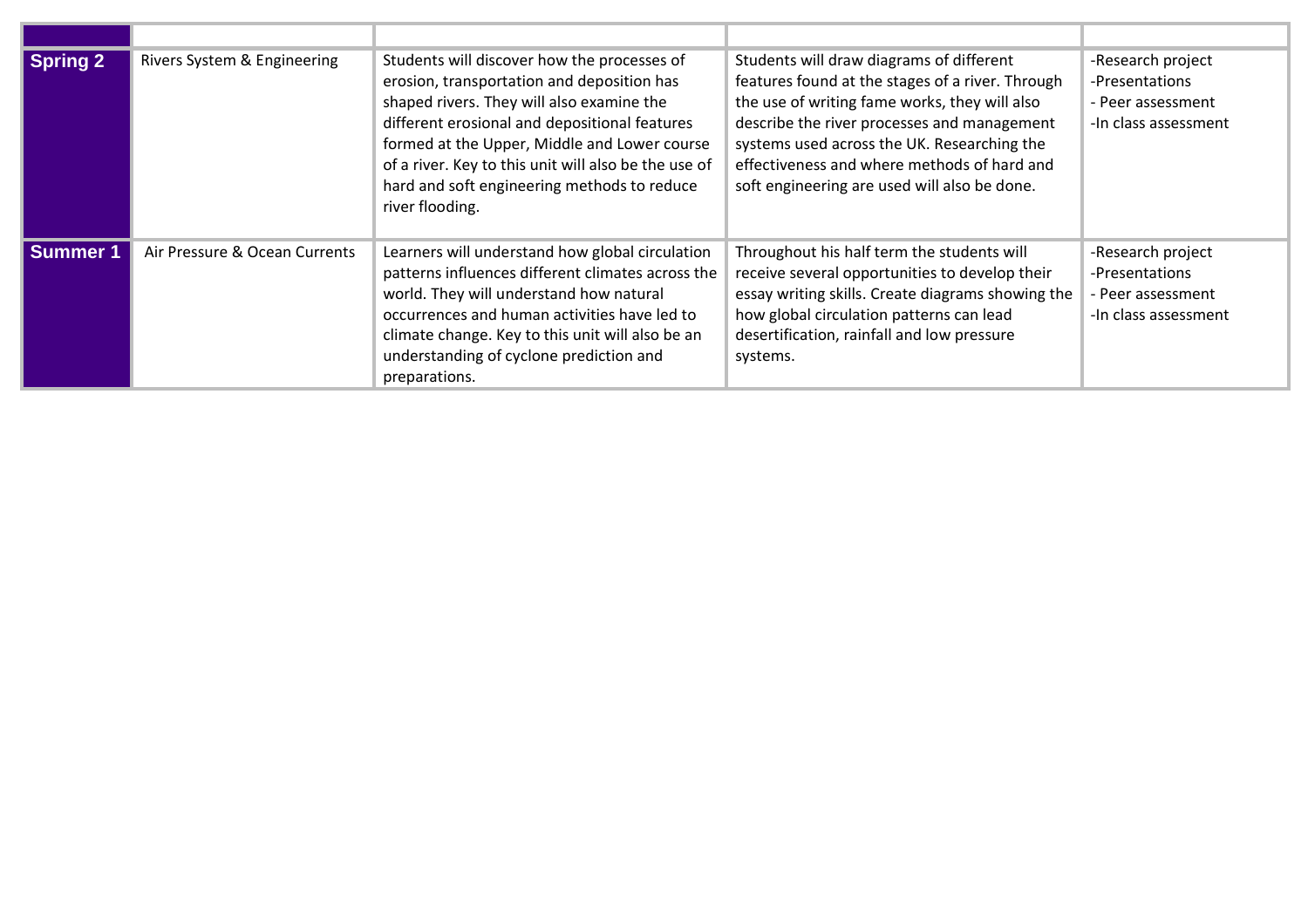| | | | | |
|---|---|---|---|---|
| **Spring 2** | Rivers System & Engineering | Students will discover how the processes of erosion, transportation and deposition has shaped rivers. They will also examine the different erosional and depositional features formed at the Upper, Middle and Lower course of a river. Key to this unit will also be the use of hard and soft engineering methods to reduce river flooding. | Students will draw diagrams of different features found at the stages of a river. Through the use of writing fame works, they will also describe the river processes and management systems used across the UK. Researching the effectiveness and where methods of hard and soft engineering are used will also be done. | -Research project<br>-Presentations<br>- Peer assessment<br>-In class assessment |
| **Summer 1** | Air Pressure & Ocean Currents | Learners will understand how global circulation patterns influences different climates across the world. They will understand how natural occurrences and human activities have led to climate change. Key to this unit will also be an understanding of cyclone prediction and preparations. | Throughout his half term the students will receive several opportunities to develop their essay writing skills. Create diagrams showing the how global circulation patterns can lead desertification, rainfall and low pressure systems. | -Research project<br>-Presentations<br>- Peer assessment<br>-In class assessment |